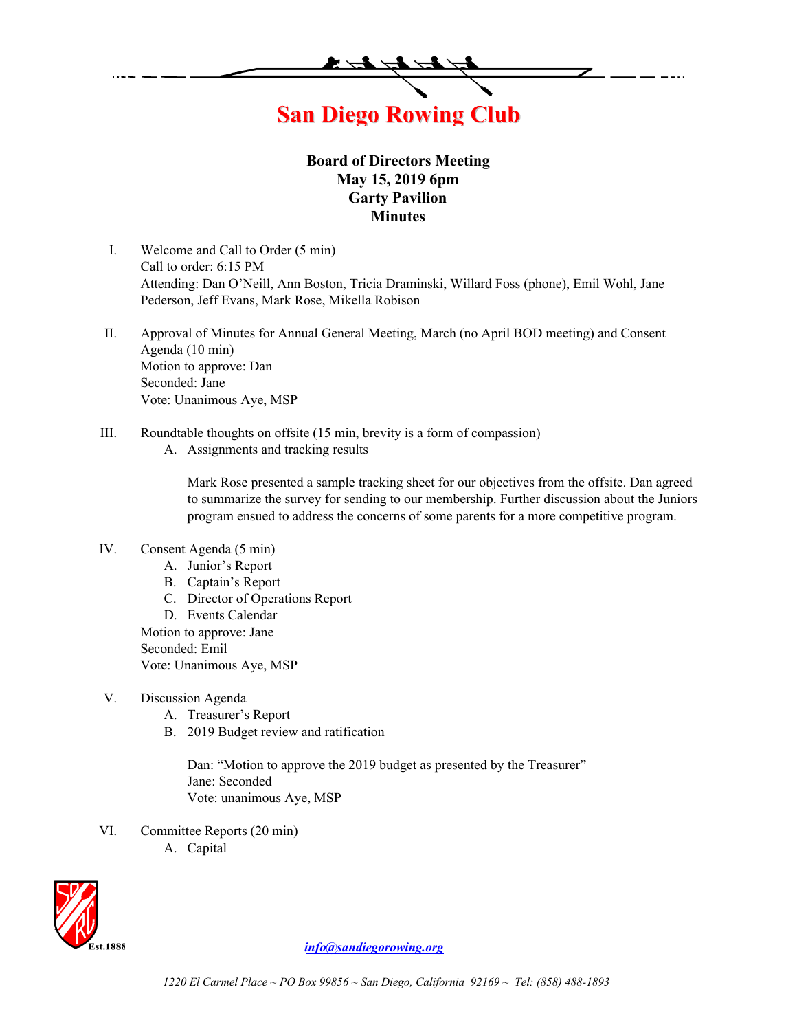# San Diego Rowing Club

**Board of Directors Meeting**
**May 15, 2019 6pm**
**Garty Pavilion**
**Minutes**

I. Welcome and Call to Order (5 min)
Call to order: 6:15 PM
Attending: Dan O'Neill, Ann Boston, Tricia Draminski, Willard Foss (phone), Emil Wohl, Jane Pederson, Jeff Evans, Mark Rose, Mikella Robison

II. Approval of Minutes for Annual General Meeting, March (no April BOD meeting) and Consent Agenda (10 min)
Motion to approve: Dan
Seconded: Jane
Vote: Unanimous Aye, MSP

III. Roundtable thoughts on offsite (15 min, brevity is a form of compassion)
   A. Assignments and tracking results

   Mark Rose presented a sample tracking sheet for our objectives from the offsite. Dan agreed to summarize the survey for sending to our membership. Further discussion about the Juniors program ensued to address the concerns of some parents for a more competitive program.

IV. Consent Agenda (5 min)
   A. Junior's Report
   B. Captain's Report
   C. Director of Operations Report
   D. Events Calendar

Motion to approve: Jane
Seconded: Emil
Vote: Unanimous Aye, MSP

V. Discussion Agenda
   A. Treasurer's Report
   B. 2019 Budget review and ratification

   Dan: "Motion to approve the 2019 budget as presented by the Treasurer"
   Jane: Seconded
   Vote: unanimous Aye, MSP

VI. Committee Reports (20 min)
   A. Capital

*info@sandiegorowing.org*

*1220 El Carmel Place ~ PO Box 99856 ~ San Diego, California 92169 ~ Tel: (858) 488-1893*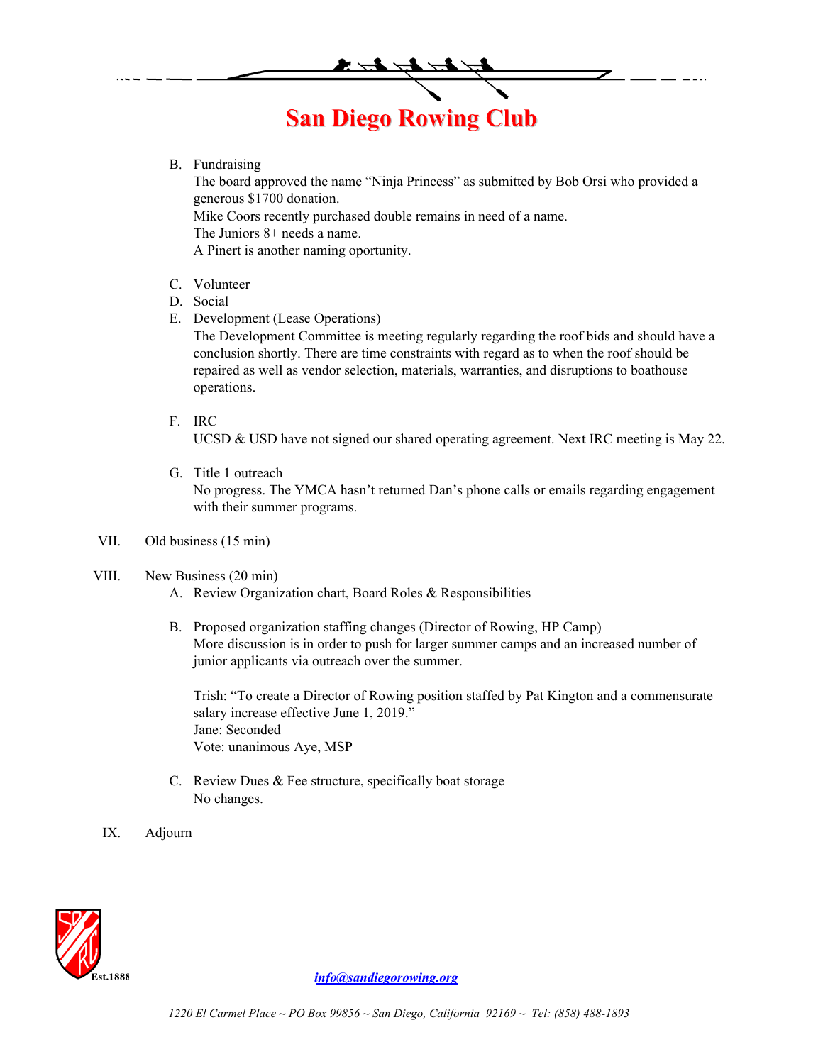B. Fundraising
   The board approved the name "Ninja Princess" as submitted by Bob Orsi who provided a generous $1700 donation.
   Mike Coors recently purchased double remains in need of a name.
   The Juniors 8+ needs a name.
   A Pinert is another naming oportunity.

C. Volunteer

D. Social

E. Development (Lease Operations)
   The Development Committee is meeting regularly regarding the roof bids and should have a conclusion shortly. There are time constraints with regard as to when the roof should be repaired as well as vendor selection, materials, warranties, and disruptions to boathouse operations.

F. IRC
   UCSD & USD have not signed our shared operating agreement. Next IRC meeting is May 22.

G. Title 1 outreach
   No progress. The YMCA hasn't returned Dan's phone calls or emails regarding engagement with their summer programs.

VII. Old business (15 min)

VIII. New Business (20 min)

A. Review Organization chart, Board Roles & Responsibilities

B. Proposed organization staffing changes (Director of Rowing, HP Camp)
   More discussion is in order to push for larger summer camps and an increased number of junior applicants via outreach over the summer.

   Trish: "To create a Director of Rowing position staffed by Pat Kington and a commensurate salary increase effective June 1, 2019."
   Jane: Seconded
   Vote: unanimous Aye, MSP

C. Review Dues & Fee structure, specifically boat storage
   No changes.

IX. Adjourn